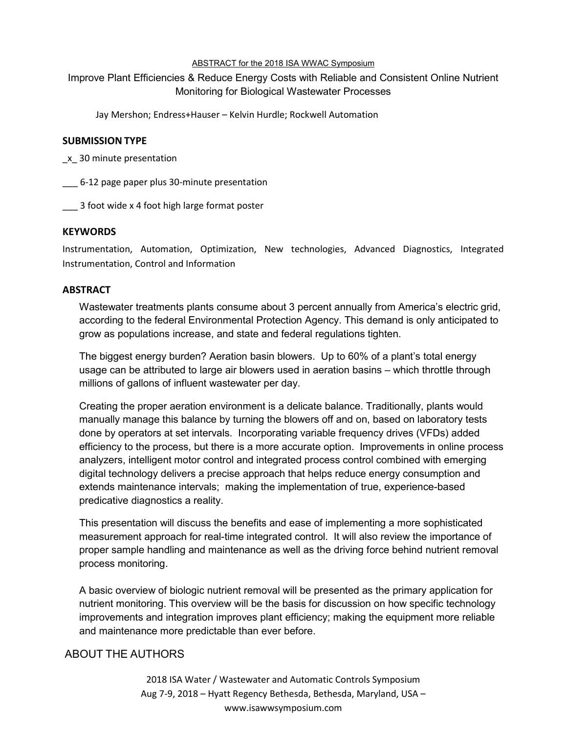ABSTRACT for the 2018 ISA WWAC Symposium

# Improve Plant Efficiencies & Reduce Energy Costs with Reliable and Consistent Online Nutrient Monitoring for Biological Wastewater Processes

Jay Mershon; Endress+Hauser – Kelvin Hurdle; Rockwell Automation

## SUBMISSION TYPE

_x_ 30 minute presentation

___ 6-12 page paper plus 30-minute presentation

___ 3 foot wide x 4 foot high large format poster

## KEYWORDS

Instrumentation, Automation, Optimization, New technologies, Advanced Diagnostics, Integrated Instrumentation, Control and Information

## ABSTRACT

Wastewater treatments plants consume about 3 percent annually from America's electric grid, according to the federal Environmental Protection Agency. This demand is only anticipated to grow as populations increase, and state and federal regulations tighten.

The biggest energy burden? Aeration basin blowers. Up to 60% of a plant's total energy usage can be attributed to large air blowers used in aeration basins – which throttle through millions of gallons of influent wastewater per day.

Creating the proper aeration environment is a delicate balance. Traditionally, plants would manually manage this balance by turning the blowers off and on, based on laboratory tests done by operators at set intervals. Incorporating variable frequency drives (VFDs) added efficiency to the process, but there is a more accurate option. Improvements in online process analyzers, intelligent motor control and integrated process control combined with emerging digital technology delivers a precise approach that helps reduce energy consumption and extends maintenance intervals; making the implementation of true, experience-based predicative diagnostics a reality.

This presentation will discuss the benefits and ease of implementing a more sophisticated measurement approach for real-time integrated control. It will also review the importance of proper sample handling and maintenance as well as the driving force behind nutrient removal process monitoring.

A basic overview of biologic nutrient removal will be presented as the primary application for nutrient monitoring. This overview will be the basis for discussion on how specific technology improvements and integration improves plant efficiency; making the equipment more reliable and maintenance more predictable than ever before.

## ABOUT THE AUTHORS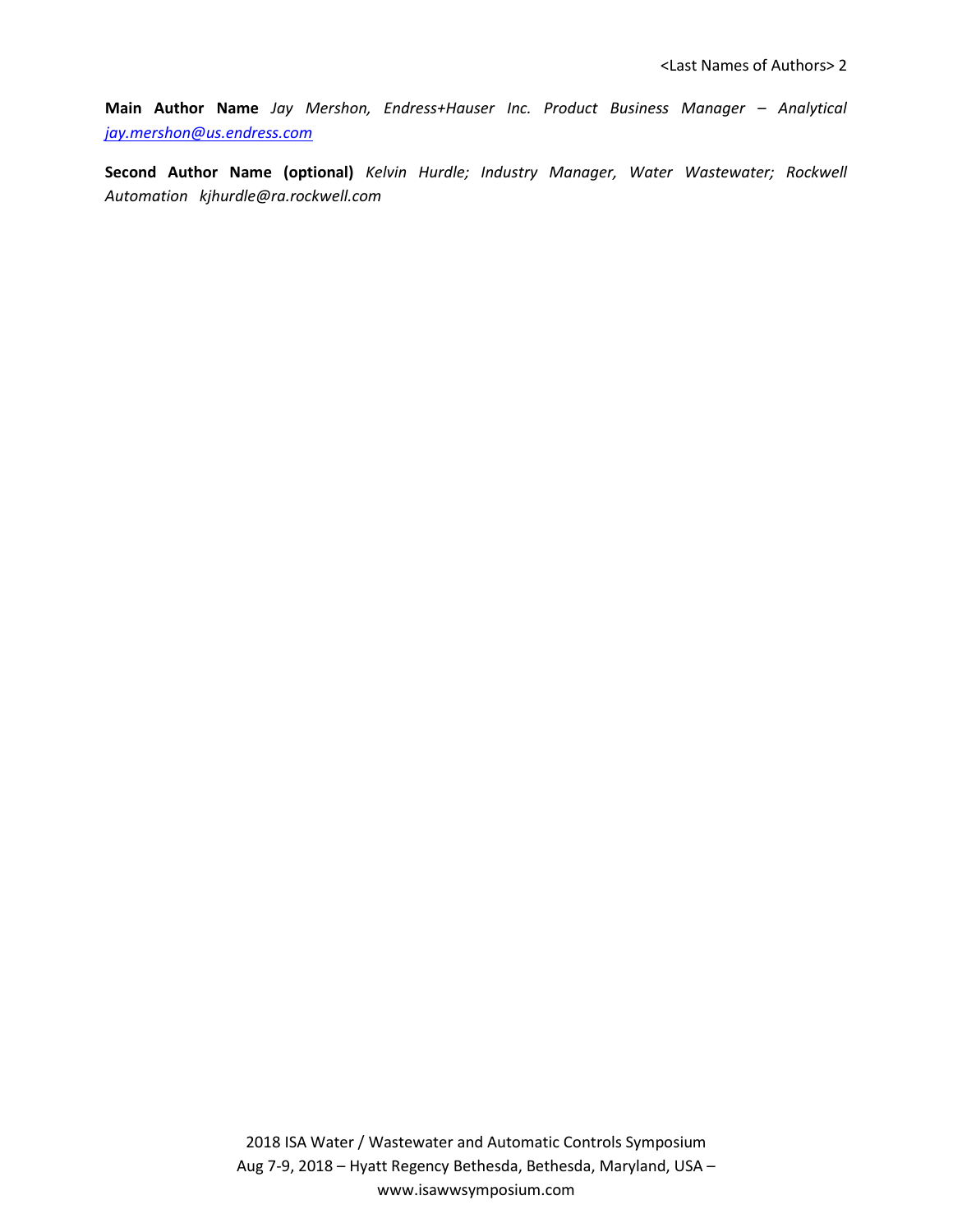**Main Author Name** *Jay Mershon, Endress+Hauser Inc. Product Business Manager – Analytical* [*jay.mershon@us.endress.com*](mailto:jay.mershon@us.endress.com)

**Second Author Name (optional)** *Kelvin Hurdle; Industry Manager, Water Wastewater; Rockwell Automation kjhurdle@ra.rockwell.com*